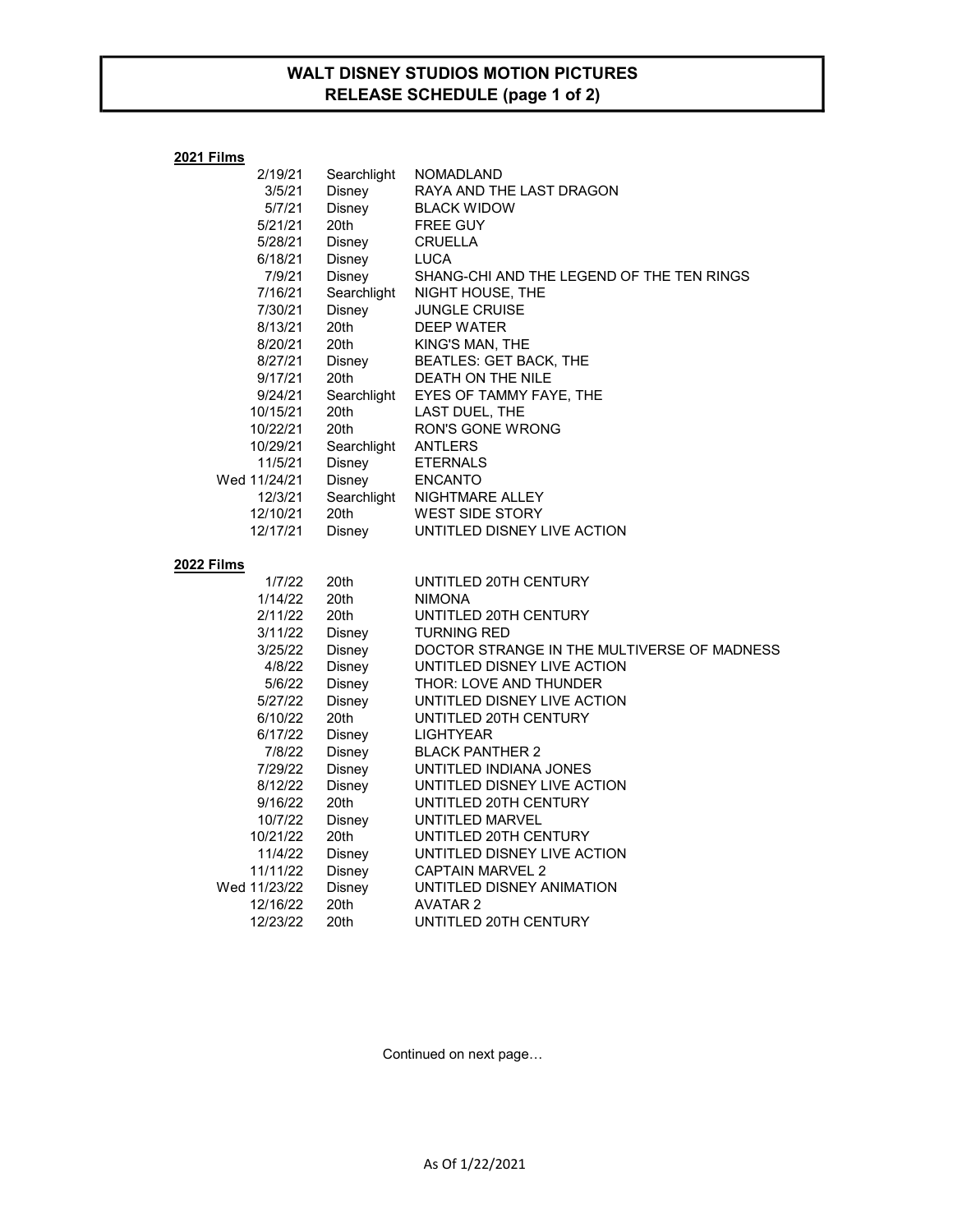# WALT DISNEY STUDIOS MOTION PICTURES
## RELEASE SCHEDULE (page 1 of 2)

**2021 Films**

| Date | Studio | Title |
|---|---|---|
| 2/19/21 | Searchlight | NOMADLAND |
| 3/5/21 | Disney | RAYA AND THE LAST DRAGON |
| 5/7/21 | Disney | BLACK WIDOW |
| 5/21/21 | 20th | FREE GUY |
| 5/28/21 | Disney | CRUELLA |
| 6/18/21 | Disney | LUCA |
| 7/9/21 | Disney | SHANG-CHI AND THE LEGEND OF THE TEN RINGS |
| 7/16/21 | Searchlight | NIGHT HOUSE, THE |
| 7/30/21 | Disney | JUNGLE CRUISE |
| 8/13/21 | 20th | DEEP WATER |
| 8/20/21 | 20th | KING'S MAN, THE |
| 8/27/21 | Disney | BEATLES: GET BACK, THE |
| 9/17/21 | 20th | DEATH ON THE NILE |
| 9/24/21 | Searchlight | EYES OF TAMMY FAYE, THE |
| 10/15/21 | 20th | LAST DUEL, THE |
| 10/22/21 | 20th | RON'S GONE WRONG |
| 10/29/21 | Searchlight | ANTLERS |
| 11/5/21 | Disney | ETERNALS |
| Wed 11/24/21 | Disney | ENCANTO |
| 12/3/21 | Searchlight | NIGHTMARE ALLEY |
| 12/10/21 | 20th | WEST SIDE STORY |
| 12/17/21 | Disney | UNTITLED DISNEY LIVE ACTION |

**2022 Films**

| Date | Studio | Title |
|---|---|---|
| 1/7/22 | 20th | UNTITLED 20TH CENTURY |
| 1/14/22 | 20th | NIMONA |
| 2/11/22 | 20th | UNTITLED 20TH CENTURY |
| 3/11/22 | Disney | TURNING RED |
| 3/25/22 | Disney | DOCTOR STRANGE IN THE MULTIVERSE OF MADNESS |
| 4/8/22 | Disney | UNTITLED DISNEY LIVE ACTION |
| 5/6/22 | Disney | THOR: LOVE AND THUNDER |
| 5/27/22 | Disney | UNTITLED DISNEY LIVE ACTION |
| 6/10/22 | 20th | UNTITLED 20TH CENTURY |
| 6/17/22 | Disney | LIGHTYEAR |
| 7/8/22 | Disney | BLACK PANTHER 2 |
| 7/29/22 | Disney | UNTITLED INDIANA JONES |
| 8/12/22 | Disney | UNTITLED DISNEY LIVE ACTION |
| 9/16/22 | 20th | UNTITLED 20TH CENTURY |
| 10/7/22 | Disney | UNTITLED MARVEL |
| 10/21/22 | 20th | UNTITLED 20TH CENTURY |
| 11/4/22 | Disney | UNTITLED DISNEY LIVE ACTION |
| 11/11/22 | Disney | CAPTAIN MARVEL 2 |
| Wed 11/23/22 | Disney | UNTITLED DISNEY ANIMATION |
| 12/16/22 | 20th | AVATAR 2 |
| 12/23/22 | 20th | UNTITLED 20TH CENTURY |

Continued on next page…

As Of 1/22/2021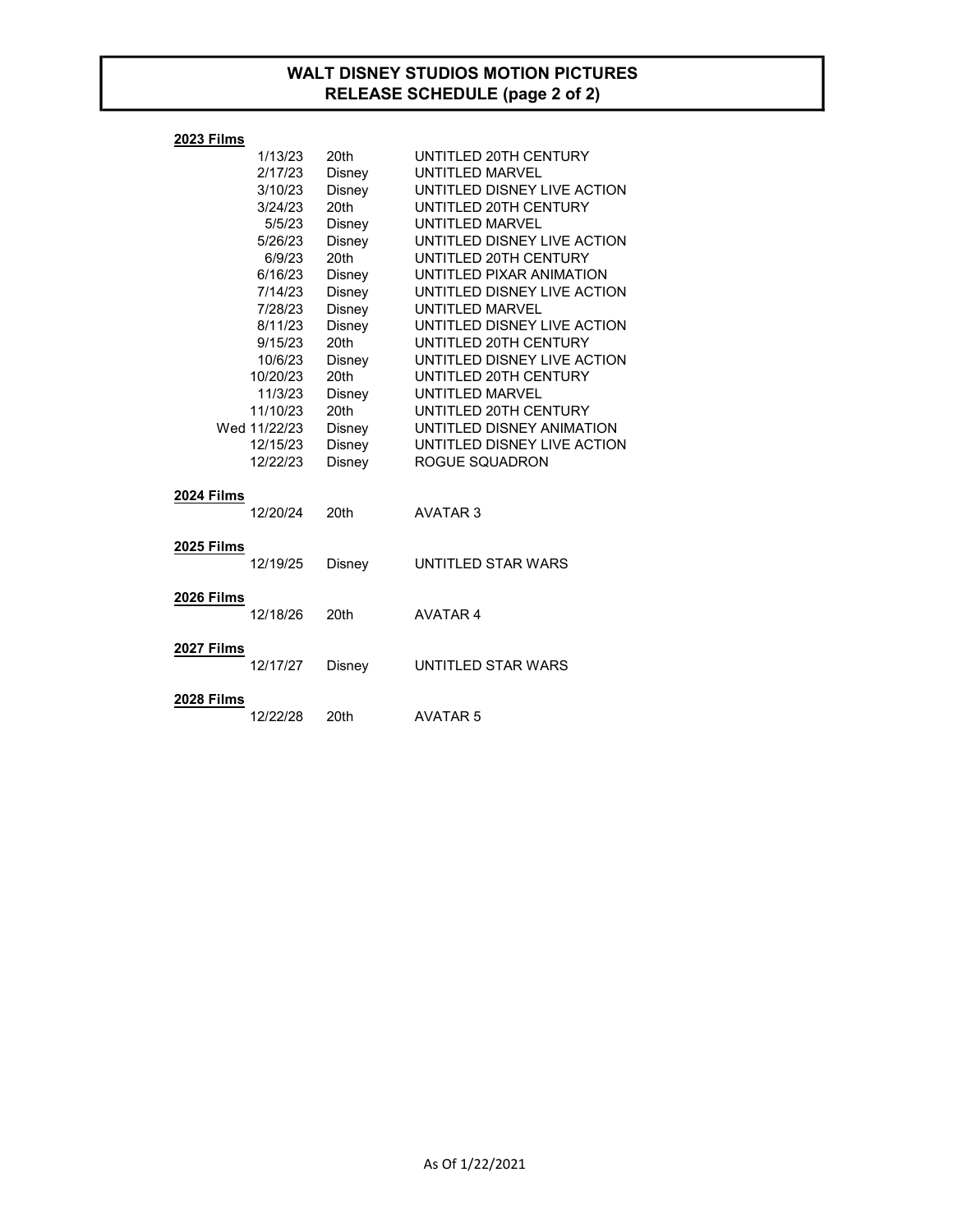# WALT DISNEY STUDIOS MOTION PICTURES
## RELEASE SCHEDULE (page 2 of 2)

**2023 Films**

| | | |
|---|---|---|
| 1/13/23 | 20th | UNTITLED 20TH CENTURY |
| 2/17/23 | Disney | UNTITLED MARVEL |
| 3/10/23 | Disney | UNTITLED DISNEY LIVE ACTION |
| 3/24/23 | 20th | UNTITLED 20TH CENTURY |
| 5/5/23 | Disney | UNTITLED MARVEL |
| 5/26/23 | Disney | UNTITLED DISNEY LIVE ACTION |
| 6/9/23 | 20th | UNTITLED 20TH CENTURY |
| 6/16/23 | Disney | UNTITLED PIXAR ANIMATION |
| 7/14/23 | Disney | UNTITLED DISNEY LIVE ACTION |
| 7/28/23 | Disney | UNTITLED MARVEL |
| 8/11/23 | Disney | UNTITLED DISNEY LIVE ACTION |
| 9/15/23 | 20th | UNTITLED 20TH CENTURY |
| 10/6/23 | Disney | UNTITLED DISNEY LIVE ACTION |
| 10/20/23 | 20th | UNTITLED 20TH CENTURY |
| 11/3/23 | Disney | UNTITLED MARVEL |
| 11/10/23 | 20th | UNTITLED 20TH CENTURY |
| Wed 11/22/23 | Disney | UNTITLED DISNEY ANIMATION |
| 12/15/23 | Disney | UNTITLED DISNEY LIVE ACTION |
| 12/22/23 | Disney | ROGUE SQUADRON |

**2024 Films**

| | | |
|---|---|---|
| 12/20/24 | 20th | AVATAR 3 |

**2025 Films**

| | | |
|---|---|---|
| 12/19/25 | Disney | UNTITLED STAR WARS |

**2026 Films**

| | | |
|---|---|---|
| 12/18/26 | 20th | AVATAR 4 |

**2027 Films**

| | | |
|---|---|---|
| 12/17/27 | Disney | UNTITLED STAR WARS |

**2028 Films**

| | | |
|---|---|---|
| 12/22/28 | 20th | AVATAR 5 |

As Of 1/22/2021